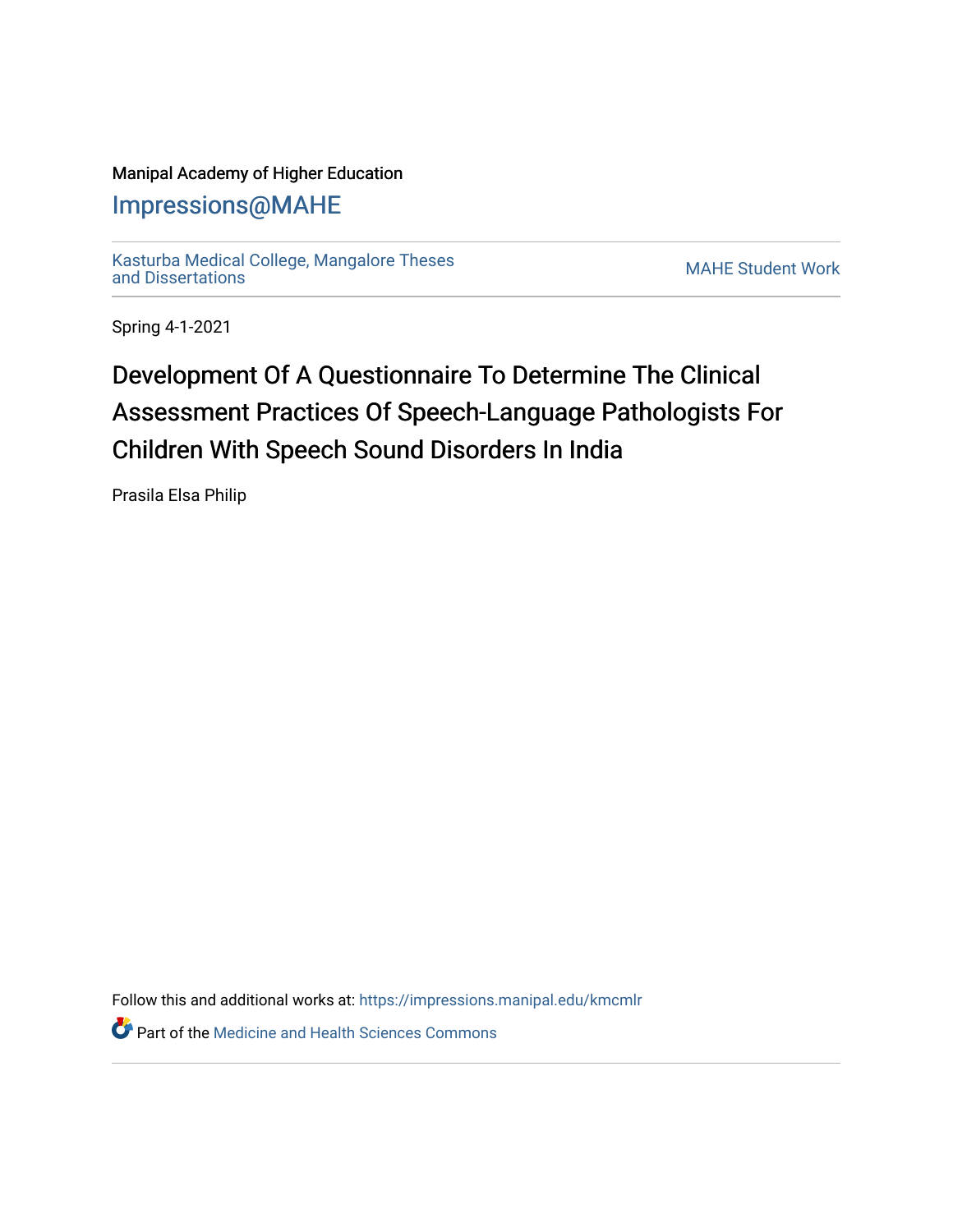Manipal Academy of Higher Education

Impressions@MAHE

Kasturba Medical College, Mangalore Theses and Dissertations

MAHE Student Work

Spring 4-1-2021

# Development Of A Questionnaire To Determine The Clinical Assessment Practices Of Speech-Language Pathologists For Children With Speech Sound Disorders In India

Prasila Elsa Philip

Follow this and additional works at: https://impressions.manipal.edu/kmcmlr

Part of the Medicine and Health Sciences Commons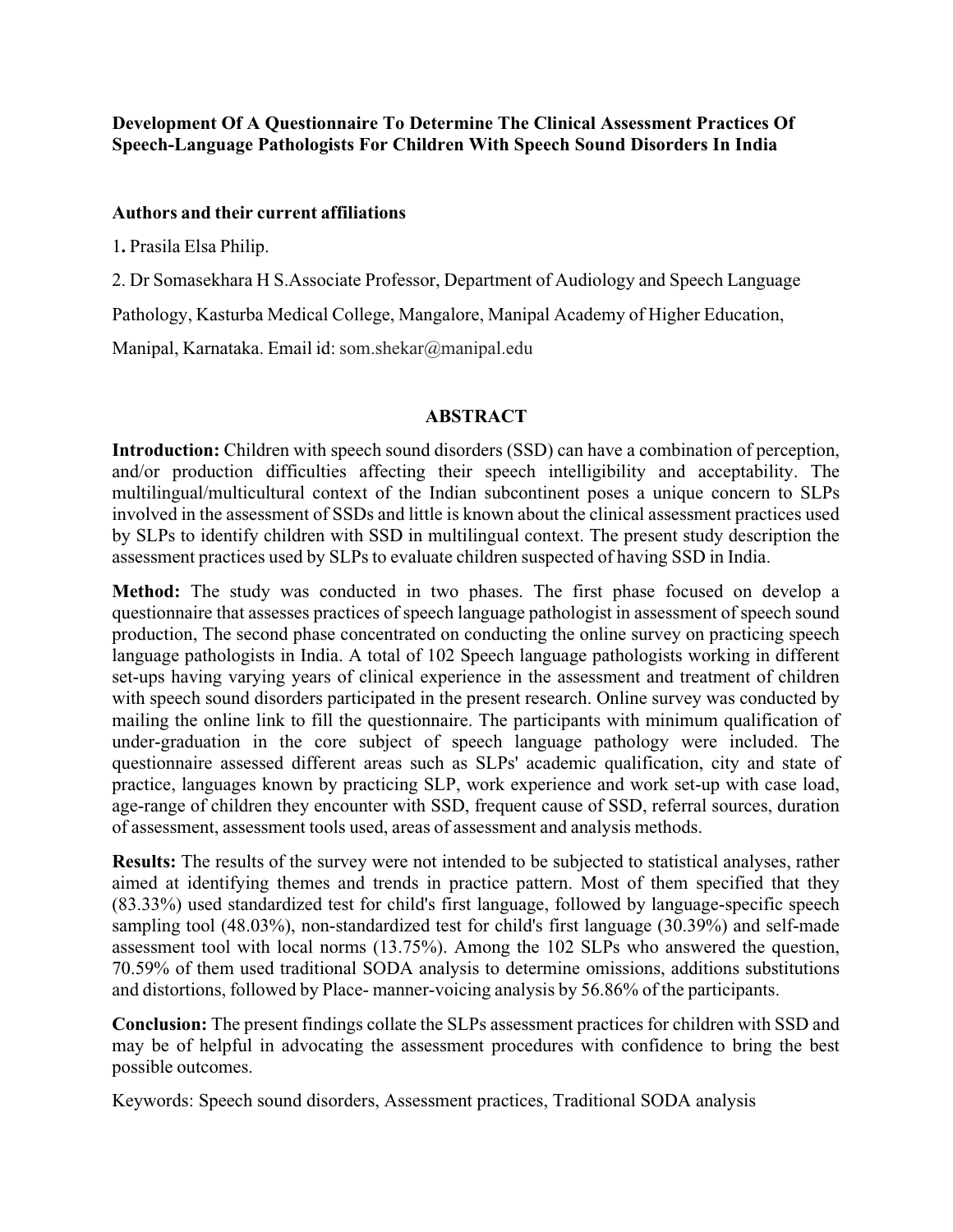**Development Of A Questionnaire To Determine The Clinical Assessment Practices Of Speech-Language Pathologists For Children With Speech Sound Disorders In India**

**Authors and their current affiliations**

1**.** Prasila Elsa Philip.

2. Dr Somasekhara H S.Associate Professor, Department of Audiology and Speech Language Pathology, Kasturba Medical College, Mangalore, Manipal Academy of Higher Education, Manipal, Karnataka. Email id: som.shekar@manipal.edu

## ABSTRACT

**Introduction:** Children with speech sound disorders (SSD) can have a combination of perception, and/or production difficulties affecting their speech intelligibility and acceptability. The multilingual/multicultural context of the Indian subcontinent poses a unique concern to SLPs involved in the assessment of SSDs and little is known about the clinical assessment practices used by SLPs to identify children with SSD in multilingual context. The present study description the assessment practices used by SLPs to evaluate children suspected of having SSD in India.

**Method:** The study was conducted in two phases. The first phase focused on develop a questionnaire that assesses practices of speech language pathologist in assessment of speech sound production, The second phase concentrated on conducting the online survey on practicing speech language pathologists in India. A total of 102 Speech language pathologists working in different set-ups having varying years of clinical experience in the assessment and treatment of children with speech sound disorders participated in the present research. Online survey was conducted by mailing the online link to fill the questionnaire. The participants with minimum qualification of under-graduation in the core subject of speech language pathology were included. The questionnaire assessed different areas such as SLPs' academic qualification, city and state of practice, languages known by practicing SLP, work experience and work set-up with case load, age-range of children they encounter with SSD, frequent cause of SSD, referral sources, duration of assessment, assessment tools used, areas of assessment and analysis methods.

**Results:** The results of the survey were not intended to be subjected to statistical analyses, rather aimed at identifying themes and trends in practice pattern. Most of them specified that they (83.33%) used standardized test for child's first language, followed by language-specific speech sampling tool (48.03%), non-standardized test for child's first language (30.39%) and self-made assessment tool with local norms (13.75%). Among the 102 SLPs who answered the question, 70.59% of them used traditional SODA analysis to determine omissions, additions substitutions and distortions, followed by Place- manner-voicing analysis by 56.86% of the participants.

**Conclusion:** The present findings collate the SLPs assessment practices for children with SSD and may be of helpful in advocating the assessment procedures with confidence to bring the best possible outcomes.

Keywords: Speech sound disorders, Assessment practices, Traditional SODA analysis